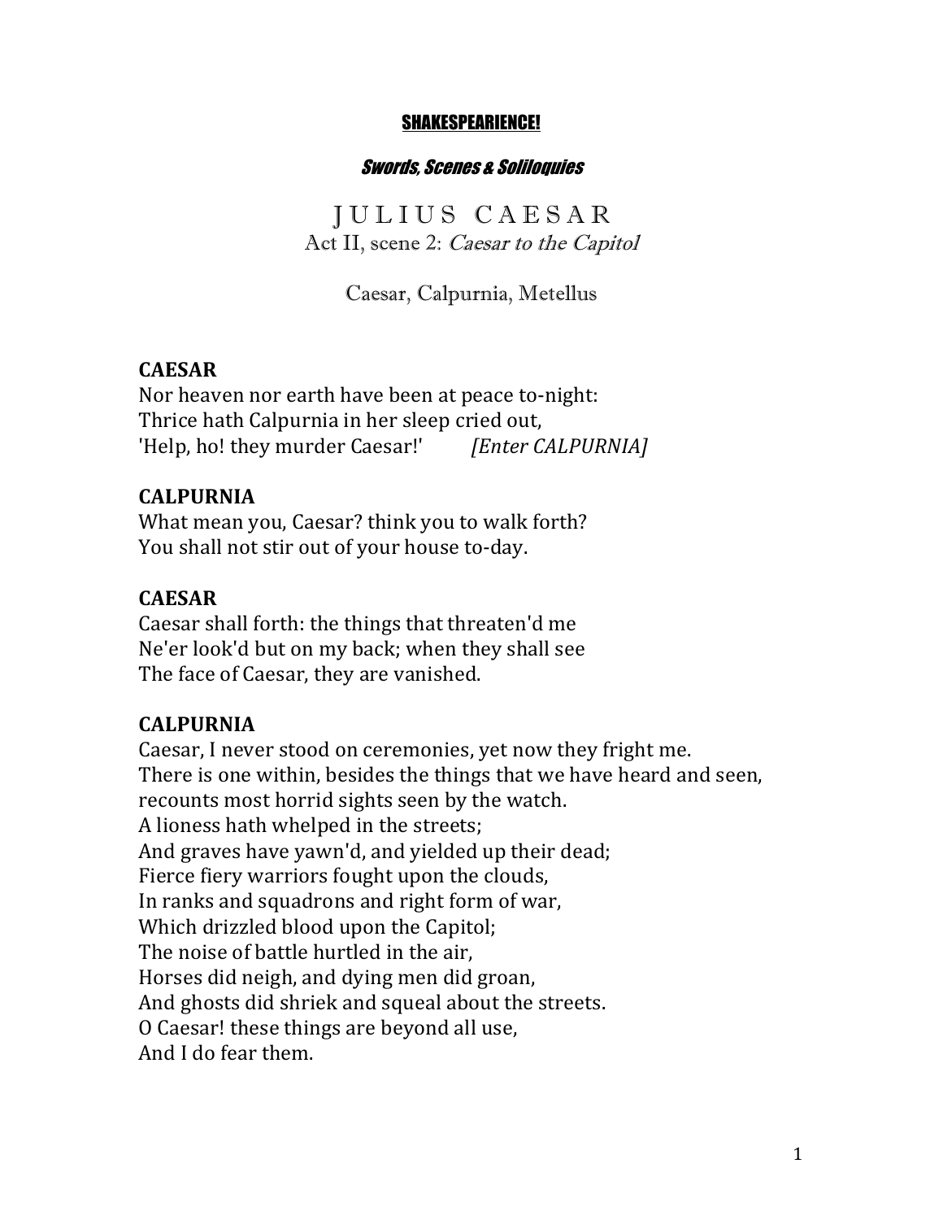# SHAKESPEARIENCE!

***Swords, Scenes & Soliloquies***

## J U L I U S   C A E S A R

Act II, scene 2: *Caesar to the Capitol*

Caesar, Calpurnia, Metellus

**CAESAR**
Nor heaven nor earth have been at peace to-night:
Thrice hath Calpurnia in her sleep cried out,
'Help, ho! they murder Caesar!' *[Enter CALPURNIA]*

**CALPURNIA**
What mean you, Caesar? think you to walk forth?
You shall not stir out of your house to-day.

**CAESAR**
Caesar shall forth: the things that threaten'd me
Ne'er look'd but on my back; when they shall see
The face of Caesar, they are vanished.

**CALPURNIA**
Caesar, I never stood on ceremonies, yet now they fright me.
There is one within, besides the things that we have heard and seen,
recounts most horrid sights seen by the watch.
A lioness hath whelped in the streets;
And graves have yawn'd, and yielded up their dead;
Fierce fiery warriors fought upon the clouds,
In ranks and squadrons and right form of war,
Which drizzled blood upon the Capitol;
The noise of battle hurtled in the air,
Horses did neigh, and dying men did groan,
And ghosts did shriek and squeal about the streets.
O Caesar! these things are beyond all use,
And I do fear them.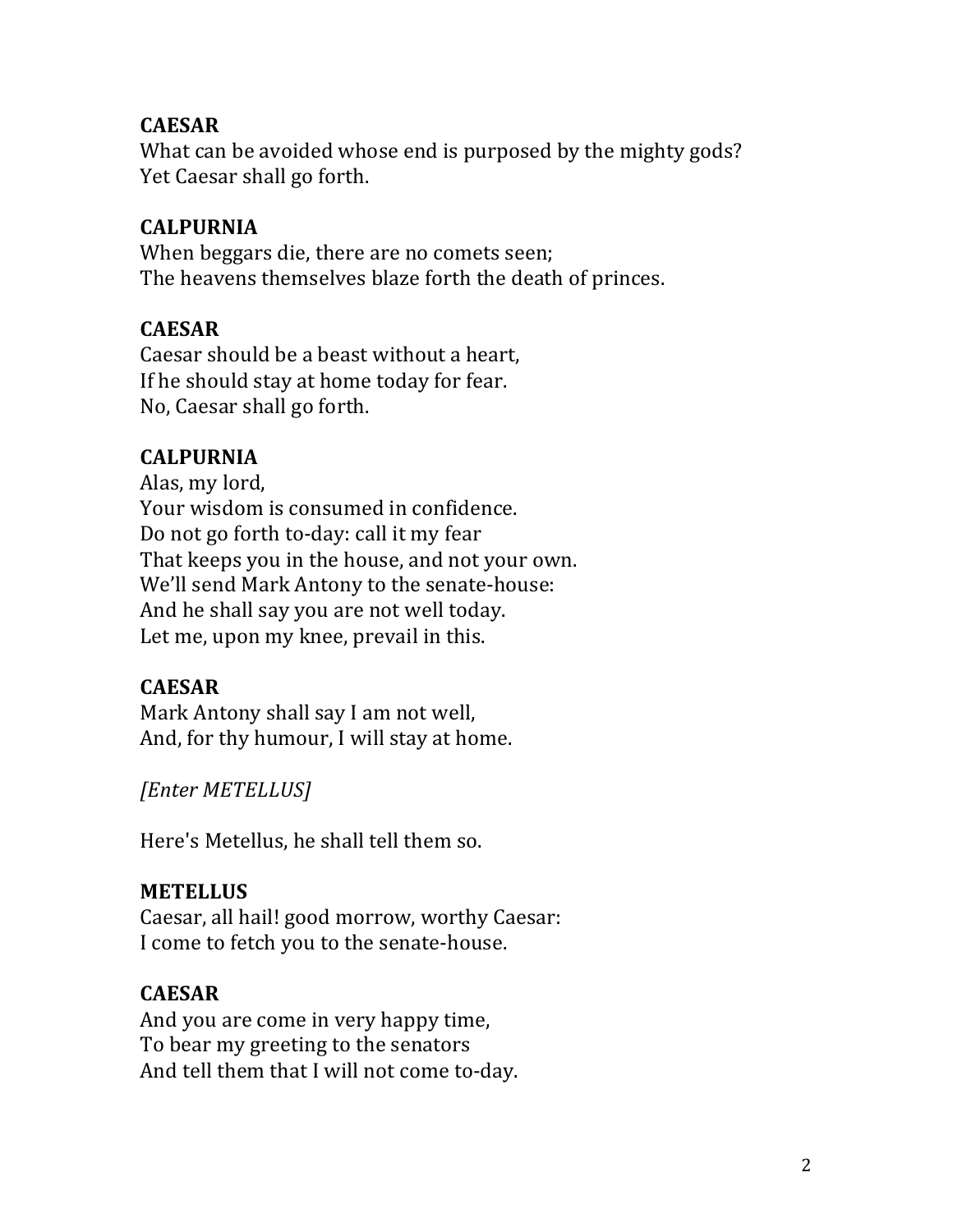**CAESAR**
What can be avoided whose end is purposed by the mighty gods?
Yet Caesar shall go forth.

**CALPURNIA**
When beggars die, there are no comets seen;
The heavens themselves blaze forth the death of princes.

**CAESAR**
Caesar should be a beast without a heart,
If he should stay at home today for fear.
No, Caesar shall go forth.

**CALPURNIA**
Alas, my lord,
Your wisdom is consumed in confidence.
Do not go forth to-day: call it my fear
That keeps you in the house, and not your own.
We'll send Mark Antony to the senate-house:
And he shall say you are not well today.
Let me, upon my knee, prevail in this.

**CAESAR**
Mark Antony shall say I am not well,
And, for thy humour, I will stay at home.

*[Enter METELLUS]*

Here's Metellus, he shall tell them so.

**METELLUS**
Caesar, all hail! good morrow, worthy Caesar:
I come to fetch you to the senate-house.

**CAESAR**
And you are come in very happy time,
To bear my greeting to the senators
And tell them that I will not come to-day.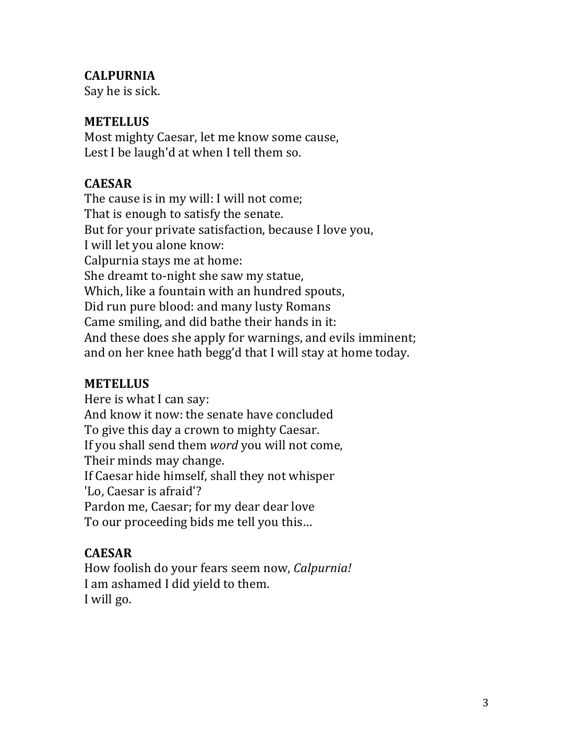**CALPURNIA**
Say he is sick.

**METELLUS**
Most mighty Caesar, let me know some cause,
Lest I be laugh'd at when I tell them so.

**CAESAR**
The cause is in my will: I will not come;
That is enough to satisfy the senate.
But for your private satisfaction, because I love you,
I will let you alone know:
Calpurnia stays me at home:
She dreamt to-night she saw my statue,
Which, like a fountain with an hundred spouts,
Did run pure blood: and many lusty Romans
Came smiling, and did bathe their hands in it:
And these does she apply for warnings, and evils imminent;
and on her knee hath begg'd that I will stay at home today.

**METELLUS**
Here is what I can say:
And know it now: the senate have concluded
To give this day a crown to mighty Caesar.
If you shall send them *word* you will not come,
Their minds may change.
If Caesar hide himself, shall they not whisper
'Lo, Caesar is afraid'?
Pardon me, Caesar; for my dear dear love
To our proceeding bids me tell you this…

**CAESAR**
How foolish do your fears seem now, *Calpurnia!*
I am ashamed I did yield to them.
I will go.